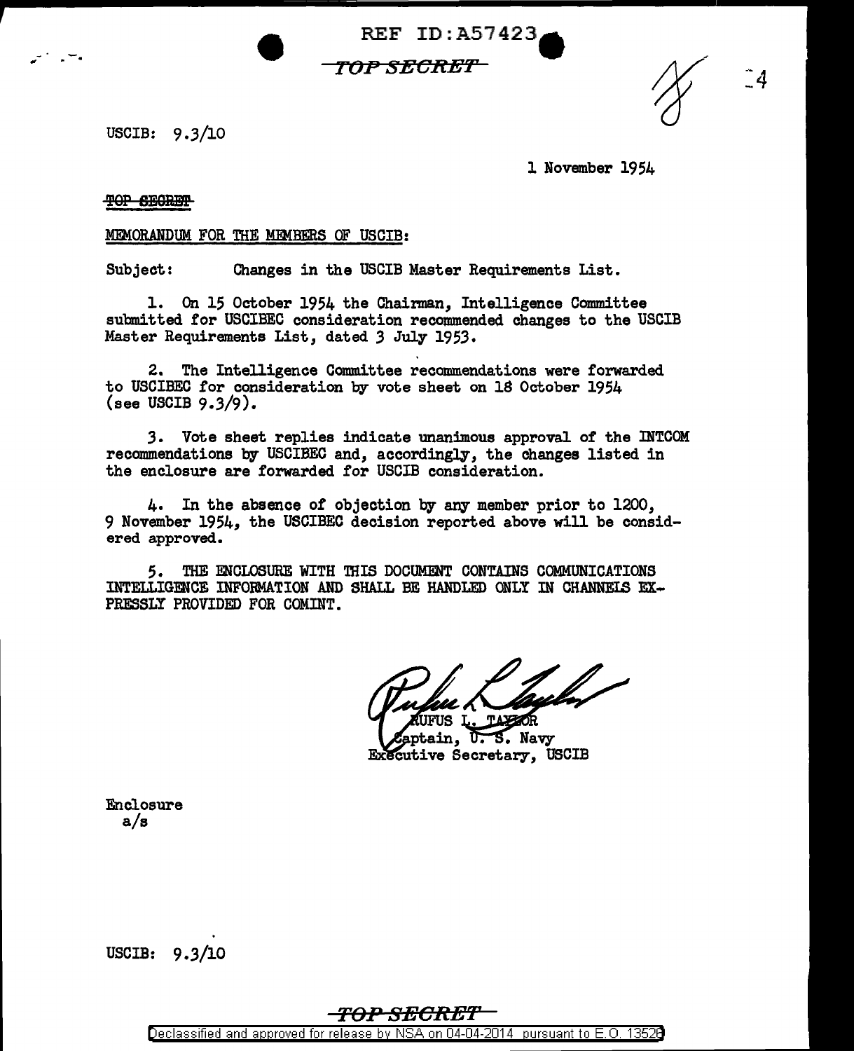REF ID:A57423

TOP SECRET

USCIB: 9.3/10

1 November 1954

TOP SECRET

MEMORANDUM FOR THE MEMBERS OF USCIB:

Subject: Changes in the USCIB Master Requirements List.

1. On 15 October 1954 the Chairman, Intelligence Committee submitted for USCIBEC consideration recommended changes to the USCIB Master Requirements List, dated 3 July 1953.

2. The Intelligence Committee recommendations were forwarded to USCIBEC for consideration by vote sheet on 18 October 1954 (see USCIB 9.3/9).

3. Vote sheet replies indicate unanimous approval of the INTCOM recommendations by USCIBEC and, accordingly, the changes listed in the enclosure are forwarded for USCIB consideration.

4. In the absence of objection by any member prior to 1200, 9 November 1954, the USCIBEC decision reported above will be considered approved.

5. THE ENCLOSURE WITH THIS DOCUMENT CONTAINS COMMUNICATIONS INTELLIGENCE INFORMATION AND SHALL BE HANDLED ONLY IN CHANNELS EXPRESSLY PROVIDED FOR COMINT.

RUFUS L. TAYLOR
Captain, U. S. Navy
Executive Secretary, USCIB

Enclosure
a/s

USCIB: 9.3/10

TOP SECRET

Declassified and approved for release by NSA on 04-04-2014 pursuant to E.O. 13526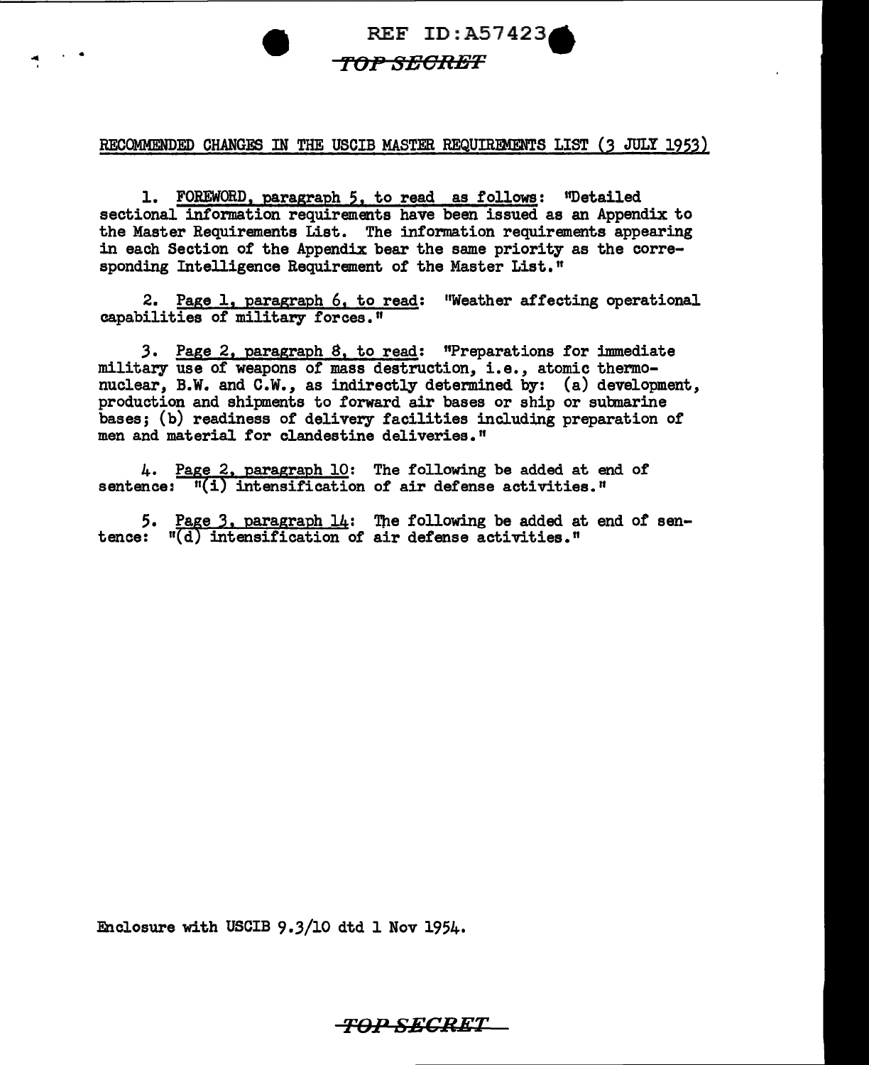REF ID:A57423

~~TOP SECRET~~

RECOMMENDED CHANGES IN THE USCIB MASTER REQUIREMENTS LIST (3 JULY 1953)

1. FOREWORD, paragraph 5, to read as follows: "Detailed sectional information requirements have been issued as an Appendix to the Master Requirements List. The information requirements appearing in each Section of the Appendix bear the same priority as the corresponding Intelligence Requirement of the Master List."

2. Page 1, paragraph 6, to read: "Weather affecting operational capabilities of military forces."

3. Page 2, paragraph 8, to read: "Preparations for immediate military use of weapons of mass destruction, i.e., atomic thermonuclear, B.W. and C.W., as indirectly determined by: (a) development, production and shipments to forward air bases or ship or submarine bases; (b) readiness of delivery facilities including preparation of men and material for clandestine deliveries."

4. Page 2, paragraph 10: The following be added at end of sentence: "(i) intensification of air defense activities."

5. Page 3, paragraph 14: The following be added at end of sentence: "(d) intensification of air defense activities."

Enclosure with USCIB 9.3/10 dtd 1 Nov 1954.

~~TOP SECRET~~